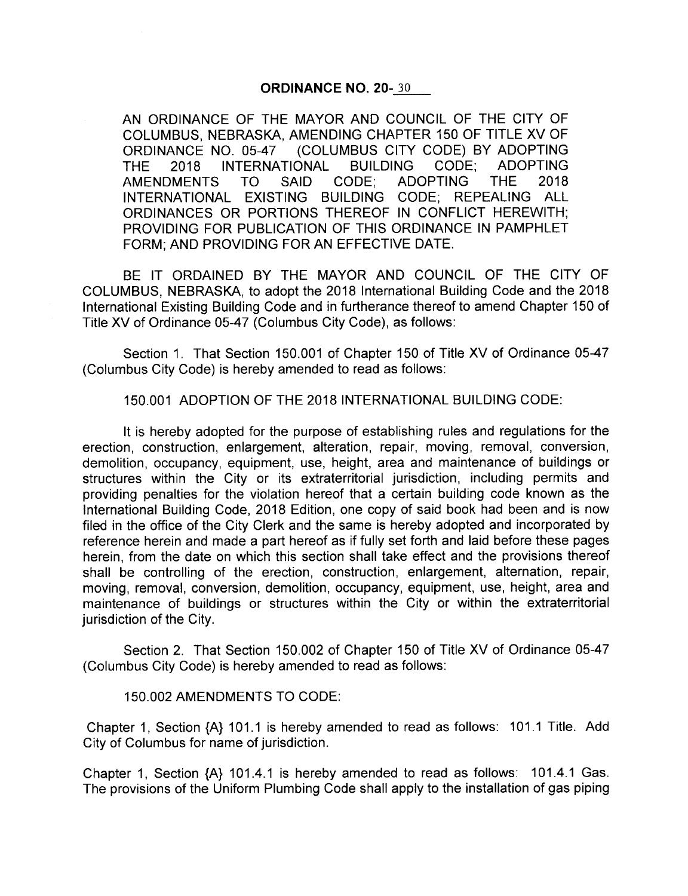# ORDINANCE NO. 20-30

AN ORDINANCE OF THE MAYOR AND COUNCIL OF THE CITY OF COLUMBUS, NEBRASKA, AMENDING CHAPTER 150 OF TITLE XV OF ORDINANCE NO. 05-47 (COLUMBUS CITY CODE) BY ADOPTING THE 2018 INTERNATIONAL BUILDING CODE; ADOPTING AMENDMENTS TO SAID CODE; ADOPTING THE 2018 INTERNATIONAL EXISTING BUILDING CODE; REPEALING ALL ORDINANCES OR PORTIONS THEREOF IN CONFLICT HEREWITH; PROVIDING FOR PUBLICATION OF THIS ORDINANCE IN PAMPHLET FORM; AND PROVIDING FOR AN EFFECTIVE DATE.

BE IT ORDAINED BY THE MAYOR AND COUNCIL OF THE CITY OF COLUMBUS, NEBRASKA, to adopt the 2018 International Building Code and the 2018 International Existing Building Code and in furtherance thereof to amend Chapter 150 of Title XV of Ordinance 05-47 (Columbus City Code), as follows:

Section 1. That Section 150.001 of Chapter 150 of Title XV of Ordinance 05-47 (Columbus City Code) is hereby amended to read as follows:

150.001 ADOPTION OF THE 2018 INTERNATIONAL BUILDING CODE:

It is hereby adopted for the purpose of establishing rules and regulations for the erection, construction, enlargement, alteration, repair, moving, removal, conversion, demolition, occupancy, equipment, use, height, area and maintenance of buildings or structures within the City or its extraterritorial jurisdiction, including permits and providing penalties for the violation hereof that a certain building code known as the International Building Code, 2018 Edition, one copy of said book had been and is now filed in the office of the City Clerk and the same is hereby adopted and incorporated by reference herein and made a part hereof as if fully set forth and laid before these pages herein, from the date on which this section shall take effect and the provisions thereof shall be controlling of the erection, construction, enlargement, alternation, repair, moving, removal, conversion, demolition, occupancy, equipment, use, height, area and maintenance of buildings or structures within the City or within the extraterritorial jurisdiction of the City.

Section 2. That Section 150.002 of Chapter 150 of Title XV of Ordinance 05-47 (Columbus City Code) is hereby amended to read as follows:

150.002 AMENDMENTS TO CODE:

Chapter 1, Section {A} 101.1 is hereby amended to read as follows: 101.1 Title. Add City of Columbus for name of jurisdiction.

Chapter 1, Section {A} 101.4.1 is hereby amended to read as follows: 101.4.1 Gas. The provisions of the Uniform Plumbing Code shall apply to the installation of gas piping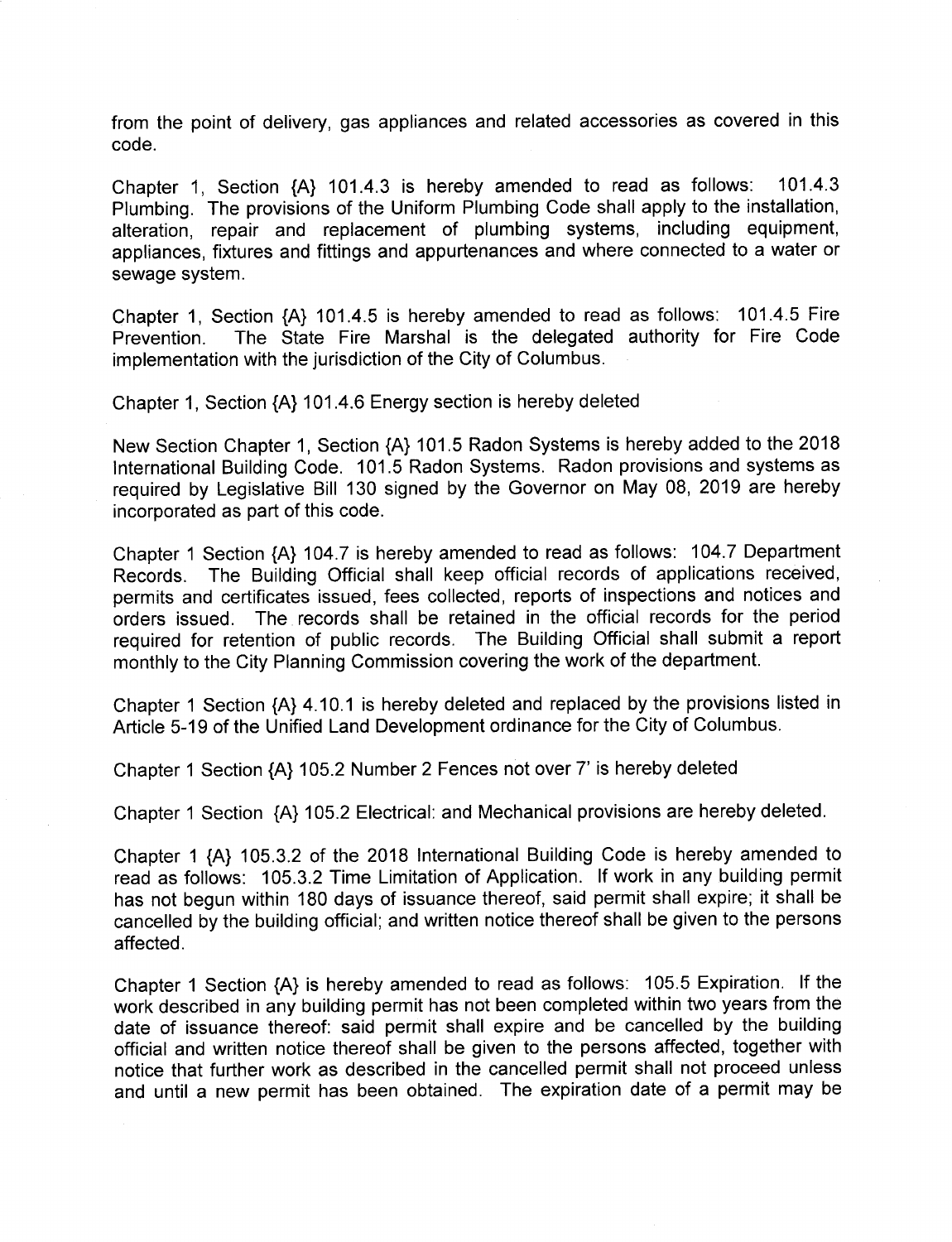from the point of delivery, gas appliances and related accessories as covered in this code.

Chapter 1, Section {A} 101.4.3 is hereby amended to read as follows: 101.4.3 Plumbing. The provisions of the Uniform Plumbing Code shall apply to the installation, alteration, repair and replacement of plumbing systems, including equipment, appliances, fixtures and fittings and appurtenances and where connected to a water or sewage system.

Chapter 1, Section {A} 101.4.5 is hereby amended to read as follows: 101.4.5 Fire Prevention. The State Fire Marshal is the delegated authority for Fire Code implementation with the jurisdiction of the City of Columbus.

Chapter 1, Section {A} 101.4.6 Energy section is hereby deleted

New Section Chapter 1, Section {A} 101.5 Radon Systems is hereby added to the 2018 International Building Code. 101.5 Radon Systems. Radon provisions and systems as required by Legislative Bill 130 signed by the Governor on May 08, 2019 are hereby incorporated as part of this code.

Chapter 1 Section {A} 104.7 is hereby amended to read as follows: 104.7 Department Records. The Building Official shall keep official records of applications received, permits and certificates issued, fees collected, reports of inspections and notices and orders issued. The records shall be retained in the official records for the period required for retention of public records. The Building Official shall submit a report monthly to the City Planning Commission covering the work of the department.

Chapter 1 Section {A} 4.10.1 is hereby deleted and replaced by the provisions listed in Article 5-19 of the Unified Land Development ordinance for the City of Columbus.

Chapter 1 Section {A} 105.2 Number 2 Fences not over 7' is hereby deleted

Chapter 1 Section {A} 105.2 Electrical: and Mechanical provisions are hereby deleted.

Chapter 1 {A} 105.3.2 of the 2018 International Building Code is hereby amended to read as follows: 105.3.2 Time Limitation of Application. If work in any building permit has not begun within 180 days of issuance thereof, said permit shall expire; it shall be cancelled by the building official; and written notice thereof shall be given to the persons affected.

Chapter 1 Section {A} is hereby amended to read as follows: 105.5 Expiration. If the work described in any building permit has not been completed within two years from the date of issuance thereof: said permit shall expire and be cancelled by the building official and written notice thereof shall be given to the persons affected, together with notice that further work as described in the cancelled permit shall not proceed unless and until a new permit has been obtained. The expiration date of a permit may be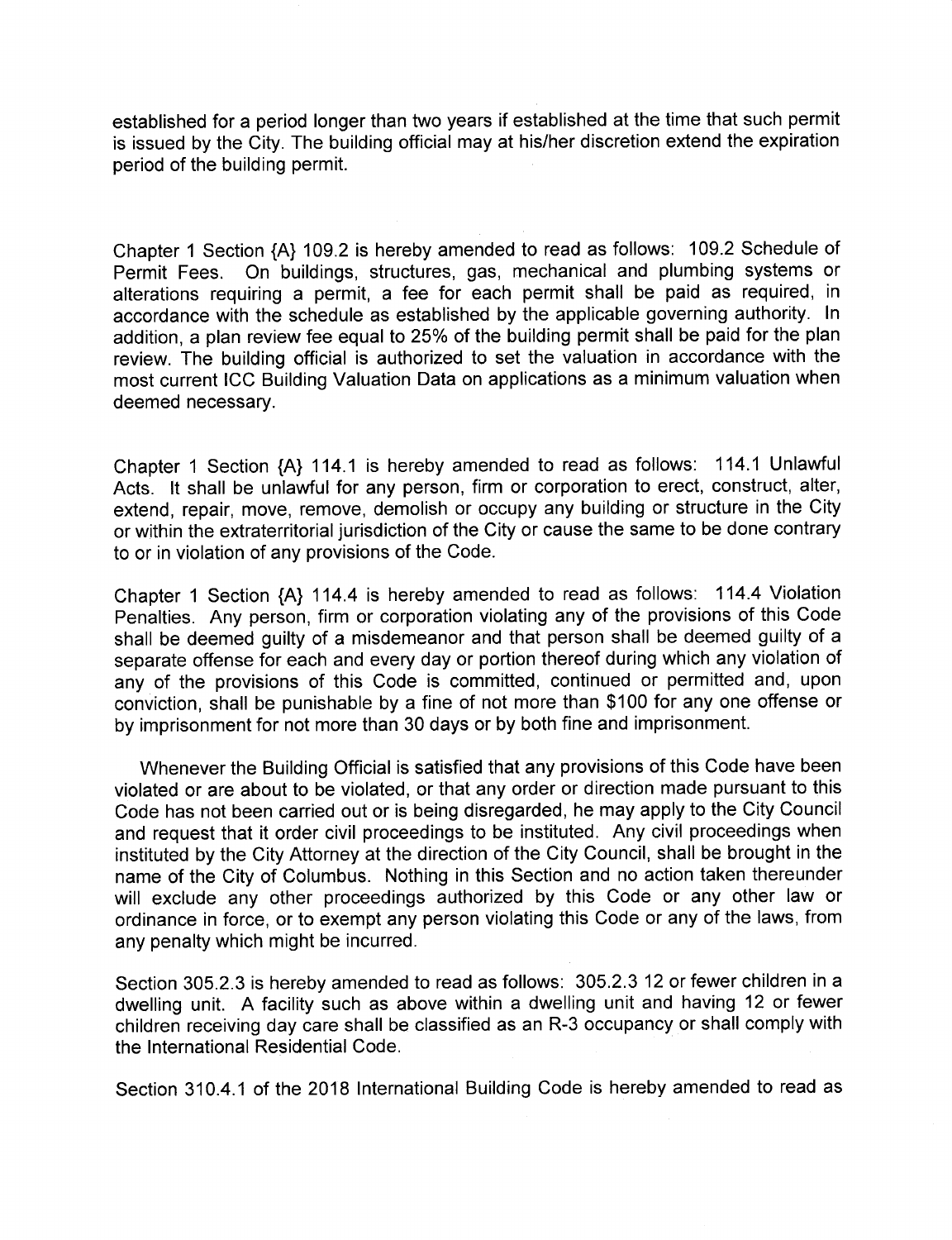established for a period longer than two years if established at the time that such permit is issued by the City. The building official may at his/her discretion extend the expiration period of the building permit.

Chapter 1 Section {A} 109.2 is hereby amended to read as follows: 109.2 Schedule of Permit Fees. On buildings, structures, gas, mechanical and plumbing systems or alterations requiring a permit, a fee for each permit shall be paid as required, in accordance with the schedule as established by the applicable governing authority. In addition, a plan review fee equal to 25% of the building permit shall be paid for the plan review. The building official is authorized to set the valuation in accordance with the most current ICC Building Valuation Data on applications as a minimum valuation when deemed necessary.

Chapter 1 Section {A} 114.1 is hereby amended to read as follows: 114.1 Unlawful Acts. It shall be unlawful for any person, firm or corporation to erect, construct, alter, extend, repair, move, remove, demolish or occupy any building or structure in the City or within the extraterritorial jurisdiction of the City or cause the same to be done contrary to or in violation of any provisions of the Code.

Chapter 1 Section {A} 114.4 is hereby amended to read as follows: 114.4 Violation Penalties. Any person, firm or corporation violating any of the provisions of this Code shall be deemed guilty of a misdemeanor and that person shall be deemed guilty of a separate offense for each and every day or portion thereof during which any violation of any of the provisions of this Code is committed, continued or permitted and, upon conviction, shall be punishable by a fine of not more than $100 for any one offense or by imprisonment for not more than 30 days or by both fine and imprisonment.

Whenever the Building Official is satisfied that any provisions of this Code have been violated or are about to be violated, or that any order or direction made pursuant to this Code has not been carried out or is being disregarded, he may apply to the City Council and request that it order civil proceedings to be instituted. Any civil proceedings when instituted by the City Attorney at the direction of the City Council, shall be brought in the name of the City of Columbus. Nothing in this Section and no action taken thereunder will exclude any other proceedings authorized by this Code or any other law or ordinance in force, or to exempt any person violating this Code or any of the laws, from any penalty which might be incurred.

Section 305.2.3 is hereby amended to read as follows: 305.2.3 12 or fewer children in a dwelling unit. A facility such as above within a dwelling unit and having 12 or fewer children receiving day care shall be classified as an R-3 occupancy or shall comply with the International Residential Code.

Section 310.4.1 of the 2018 International Building Code is hereby amended to read as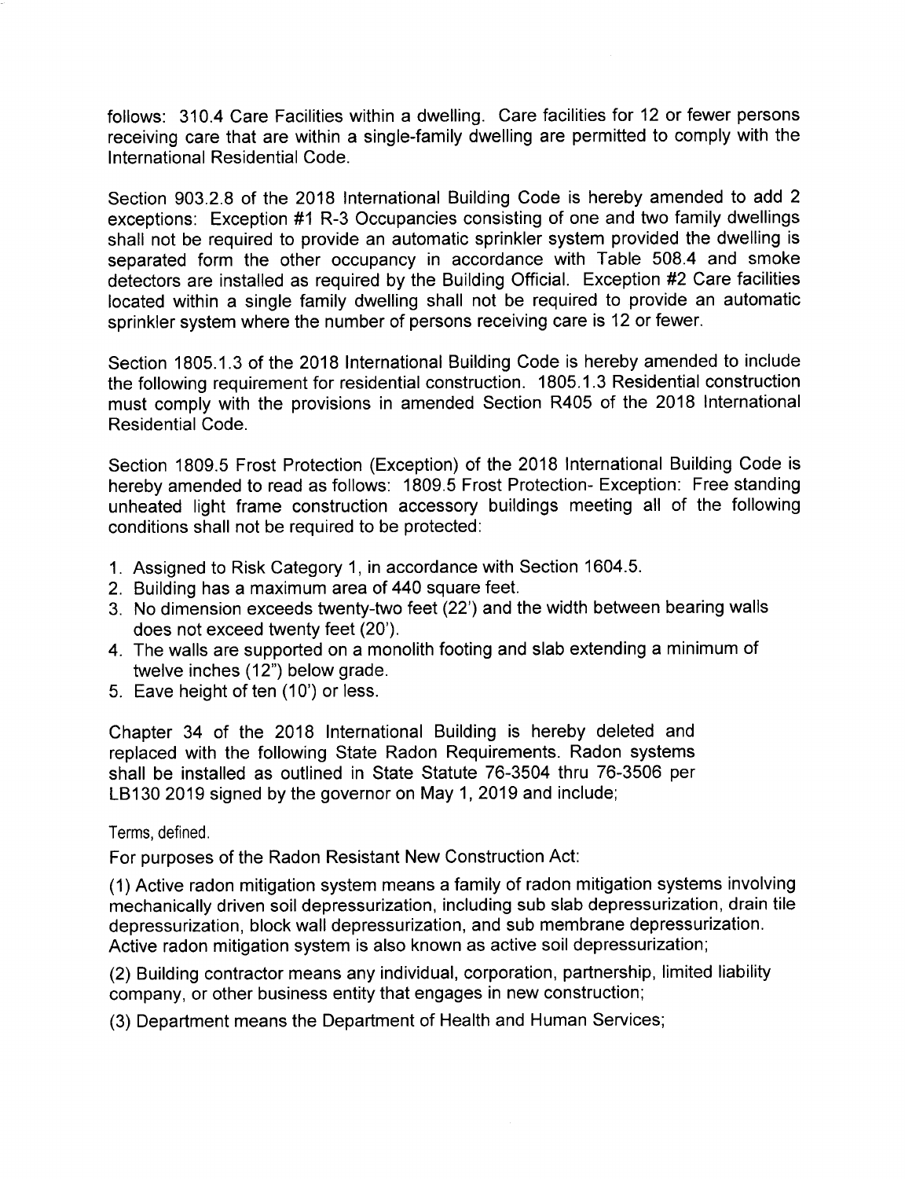follows: 310.4 Care Facilities within a dwelling. Care facilities for 12 or fewer persons receiving care that are within a single-family dwelling are permitted to comply with the International Residential Code.

Section 903.2.8 of the 2018 International Building Code is hereby amended to add 2 exceptions: Exception #1 R-3 Occupancies consisting of one and two family dwellings shall not be required to provide an automatic sprinkler system provided the dwelling is separated form the other occupancy in accordance with Table 508.4 and smoke detectors are installed as required by the Building Official. Exception #2 Care facilities located within a single family dwelling shall not be required to provide an automatic sprinkler system where the number of persons receiving care is 12 or fewer.

Section 1805.1.3 of the 2018 International Building Code is hereby amended to include the following requirement for residential construction. 1805.1.3 Residential construction must comply with the provisions in amended Section R405 of the 2018 International Residential Code.

Section 1809.5 Frost Protection (Exception) of the 2018 International Building Code is hereby amended to read as follows: 1809.5 Frost Protection- Exception: Free standing unheated light frame construction accessory buildings meeting all of the following conditions shall not be required to be protected:

1. Assigned to Risk Category 1, in accordance with Section 1604.5.
2. Building has a maximum area of 440 square feet.
3. No dimension exceeds twenty-two feet (22') and the width between bearing walls does not exceed twenty feet (20').
4. The walls are supported on a monolith footing and slab extending a minimum of twelve inches (12") below grade.
5. Eave height of ten (10') or less.

Chapter 34 of the 2018 International Building is hereby deleted and replaced with the following State Radon Requirements. Radon systems shall be installed as outlined in State Statute 76-3504 thru 76-3506 per LB130 2019 signed by the governor on May 1, 2019 and include;

Terms, defined.

For purposes of the Radon Resistant New Construction Act:

(1) Active radon mitigation system means a family of radon mitigation systems involving mechanically driven soil depressurization, including sub slab depressurization, drain tile depressurization, block wall depressurization, and sub membrane depressurization. Active radon mitigation system is also known as active soil depressurization;

(2) Building contractor means any individual, corporation, partnership, limited liability company, or other business entity that engages in new construction;

(3) Department means the Department of Health and Human Services;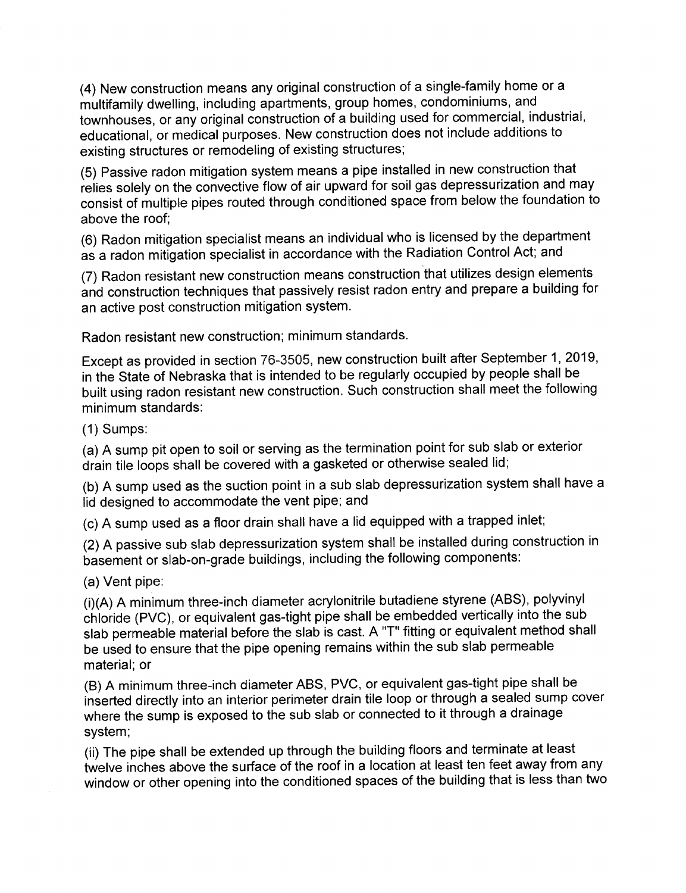(4) New construction means any original construction of a single-family home or a multifamily dwelling, including apartments, group homes, condominiums, and townhouses, or any original construction of a building used for commercial, industrial, educational, or medical purposes. New construction does not include additions to existing structures or remodeling of existing structures;

(5) Passive radon mitigation system means a pipe installed in new construction that relies solely on the convective flow of air upward for soil gas depressurization and may consist of multiple pipes routed through conditioned space from below the foundation to above the roof;

(6) Radon mitigation specialist means an individual who is licensed by the department as a radon mitigation specialist in accordance with the Radiation Control Act; and

(7) Radon resistant new construction means construction that utilizes design elements and construction techniques that passively resist radon entry and prepare a building for an active post construction mitigation system.

Radon resistant new construction; minimum standards.

Except as provided in section 76-3505, new construction built after September 1, 2019, in the State of Nebraska that is intended to be regularly occupied by people shall be built using radon resistant new construction. Such construction shall meet the following minimum standards:

(1) Sumps:

(a) A sump pit open to soil or serving as the termination point for sub slab or exterior drain tile loops shall be covered with a gasketed or otherwise sealed lid;

(b) A sump used as the suction point in a sub slab depressurization system shall have a lid designed to accommodate the vent pipe; and

(c) A sump used as a floor drain shall have a lid equipped with a trapped inlet;

(2) A passive sub slab depressurization system shall be installed during construction in basement or slab-on-grade buildings, including the following components:

(a) Vent pipe:

(i)(A) A minimum three-inch diameter acrylonitrile butadiene styrene (ABS), polyvinyl chloride (PVC), or equivalent gas-tight pipe shall be embedded vertically into the sub slab permeable material before the slab is cast. A "T" fitting or equivalent method shall be used to ensure that the pipe opening remains within the sub slab permeable material; or

(B) A minimum three-inch diameter ABS, PVC, or equivalent gas-tight pipe shall be inserted directly into an interior perimeter drain tile loop or through a sealed sump cover where the sump is exposed to the sub slab or connected to it through a drainage system;

(ii) The pipe shall be extended up through the building floors and terminate at least twelve inches above the surface of the roof in a location at least ten feet away from any window or other opening into the conditioned spaces of the building that is less than two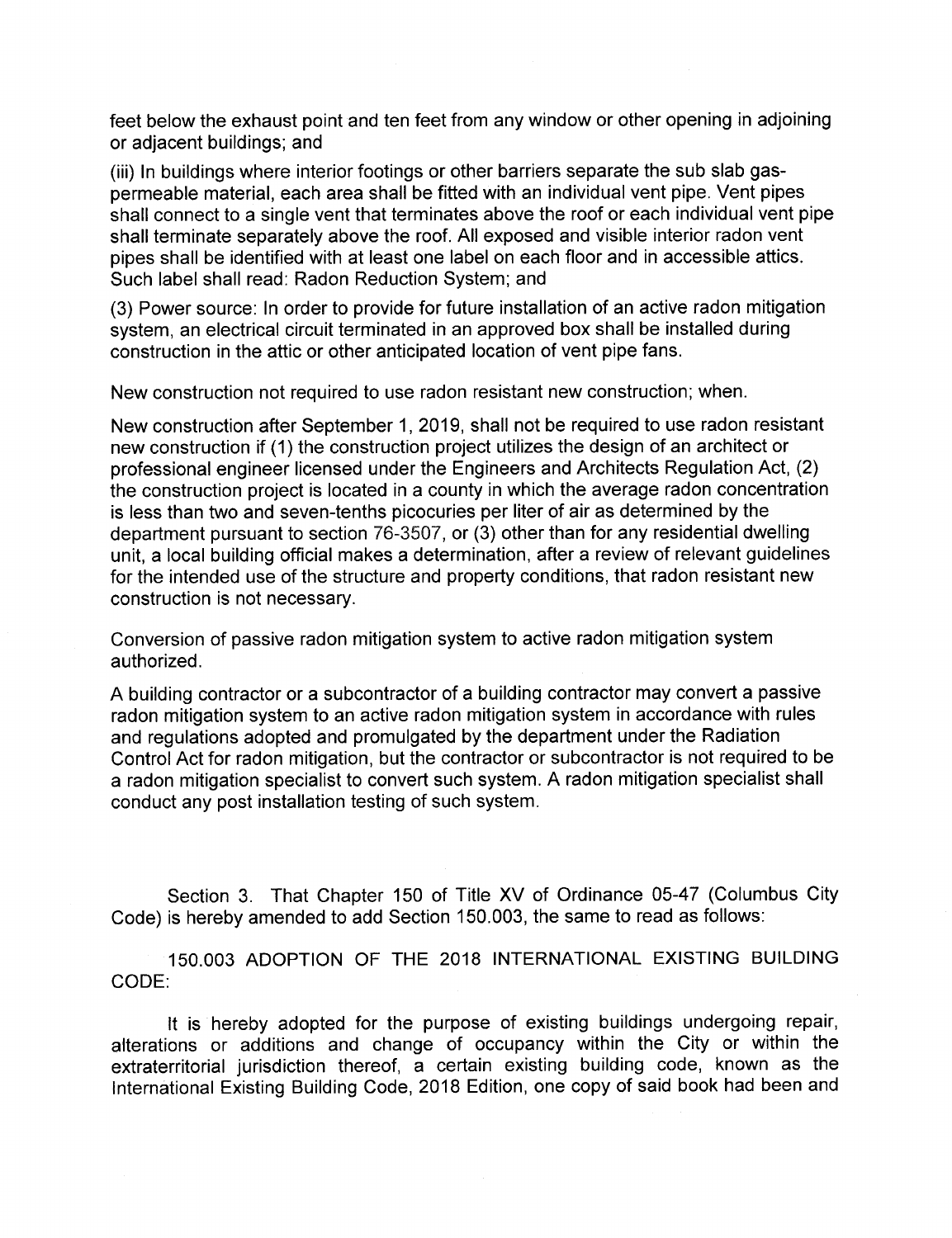feet below the exhaust point and ten feet from any window or other opening in adjoining or adjacent buildings; and

(iii) In buildings where interior footings or other barriers separate the sub slab gas-permeable material, each area shall be fitted with an individual vent pipe. Vent pipes shall connect to a single vent that terminates above the roof or each individual vent pipe shall terminate separately above the roof. All exposed and visible interior radon vent pipes shall be identified with at least one label on each floor and in accessible attics. Such label shall read: Radon Reduction System; and

(3) Power source: In order to provide for future installation of an active radon mitigation system, an electrical circuit terminated in an approved box shall be installed during construction in the attic or other anticipated location of vent pipe fans.

New construction not required to use radon resistant new construction; when.

New construction after September 1, 2019, shall not be required to use radon resistant new construction if (1) the construction project utilizes the design of an architect or professional engineer licensed under the Engineers and Architects Regulation Act, (2) the construction project is located in a county in which the average radon concentration is less than two and seven-tenths picocuries per liter of air as determined by the department pursuant to section 76-3507, or (3) other than for any residential dwelling unit, a local building official makes a determination, after a review of relevant guidelines for the intended use of the structure and property conditions, that radon resistant new construction is not necessary.

Conversion of passive radon mitigation system to active radon mitigation system authorized.

A building contractor or a subcontractor of a building contractor may convert a passive radon mitigation system to an active radon mitigation system in accordance with rules and regulations adopted and promulgated by the department under the Radiation Control Act for radon mitigation, but the contractor or subcontractor is not required to be a radon mitigation specialist to convert such system. A radon mitigation specialist shall conduct any post installation testing of such system.

Section 3. That Chapter 150 of Title XV of Ordinance 05-47 (Columbus City Code) is hereby amended to add Section 150.003, the same to read as follows:

150.003 ADOPTION OF THE 2018 INTERNATIONAL EXISTING BUILDING CODE:

It is hereby adopted for the purpose of existing buildings undergoing repair, alterations or additions and change of occupancy within the City or within the extraterritorial jurisdiction thereof, a certain existing building code, known as the International Existing Building Code, 2018 Edition, one copy of said book had been and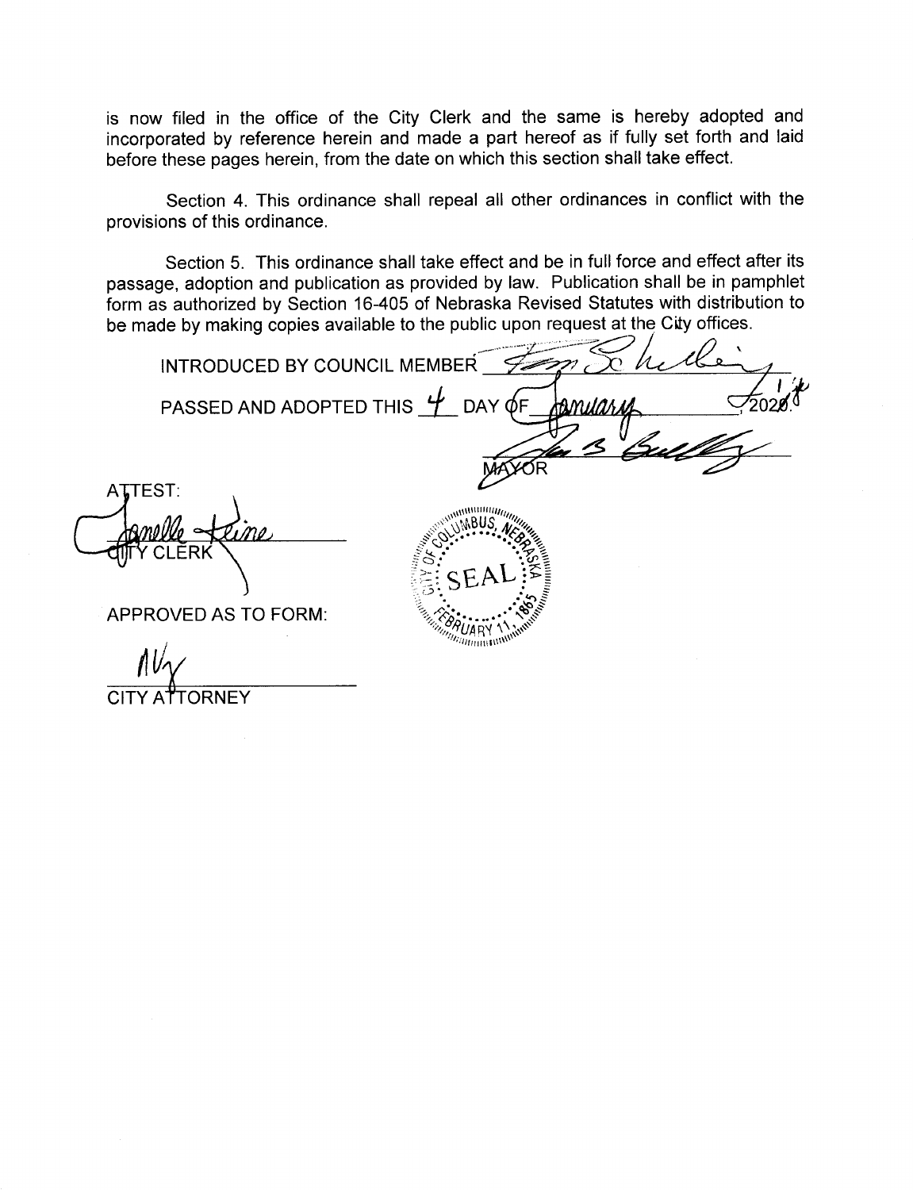is now filed in the office of the City Clerk and the same is hereby adopted and incorporated by reference herein and made a part hereof as if fully set forth and laid before these pages herein, from the date on which this section shall take effect.

Section 4. This ordinance shall repeal all other ordinances in conflict with the provisions of this ordinance.

Section 5. This ordinance shall take effect and be in full force and effect after its passage, adoption and publication as provided by law. Publication shall be in pamphlet form as authorized by Section 16-405 of Nebraska Revised Statutes with distribution to be made by making copies available to the public upon request at the City offices.

INTRODUCED BY COUNCIL MEMBER ____________________

PASSED AND ADOPTED THIS 4 DAY OF January, 2021.

____________________
MAYOR

ATTEST:

____________________
CITY CLERK

CITY OF COLUMBUS, NEBRASKA
SEAL
FEBRUARY 11, 1865

APPROVED AS TO FORM:

____________________
CITY ATTORNEY